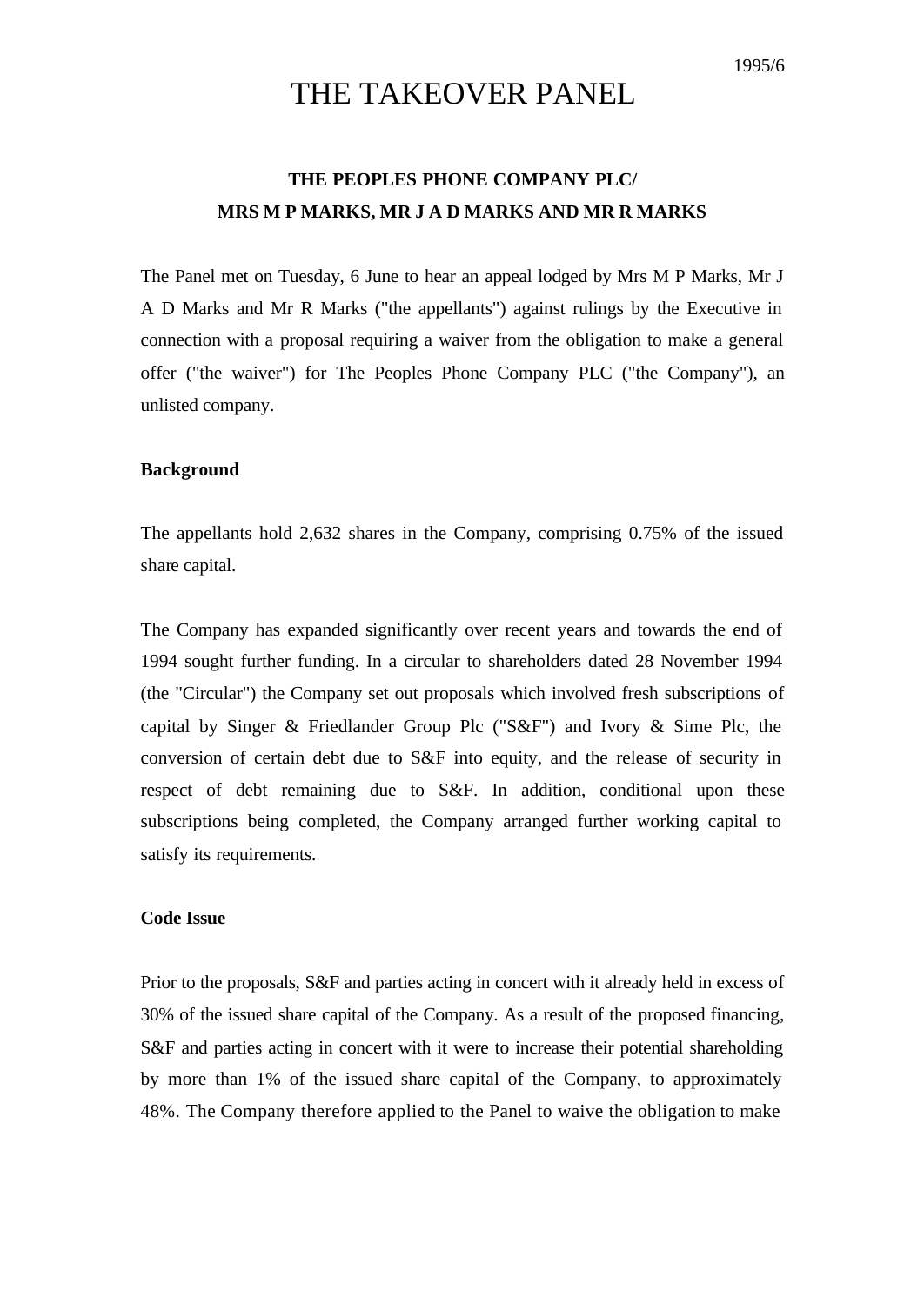1995/6

# THE TAKEOVER PANEL

## THE PEOPLES PHONE COMPANY PLC/
## MRS M P MARKS, MR J A D MARKS AND MR R MARKS

The Panel met on Tuesday, 6 June to hear an appeal lodged by Mrs M P Marks, Mr J A D Marks and Mr R Marks ("the appellants") against rulings by the Executive in connection with a proposal requiring a waiver from the obligation to make a general offer ("the waiver") for The Peoples Phone Company PLC ("the Company"), an unlisted company.

**Background**

The appellants hold 2,632 shares in the Company, comprising 0.75% of the issued share capital.

The Company has expanded significantly over recent years and towards the end of 1994 sought further funding. In a circular to shareholders dated 28 November 1994 (the "Circular") the Company set out proposals which involved fresh subscriptions of capital by Singer & Friedlander Group Plc ("S&F") and Ivory & Sime Plc, the conversion of certain debt due to S&F into equity, and the release of security in respect of debt remaining due to S&F. In addition, conditional upon these subscriptions being completed, the Company arranged further working capital to satisfy its requirements.

**Code Issue**

Prior to the proposals, S&F and parties acting in concert with it already held in excess of 30% of the issued share capital of the Company. As a result of the proposed financing, S&F and parties acting in concert with it were to increase their potential shareholding by more than 1% of the issued share capital of the Company, to approximately 48%. The Company therefore applied to the Panel to waive the obligation to make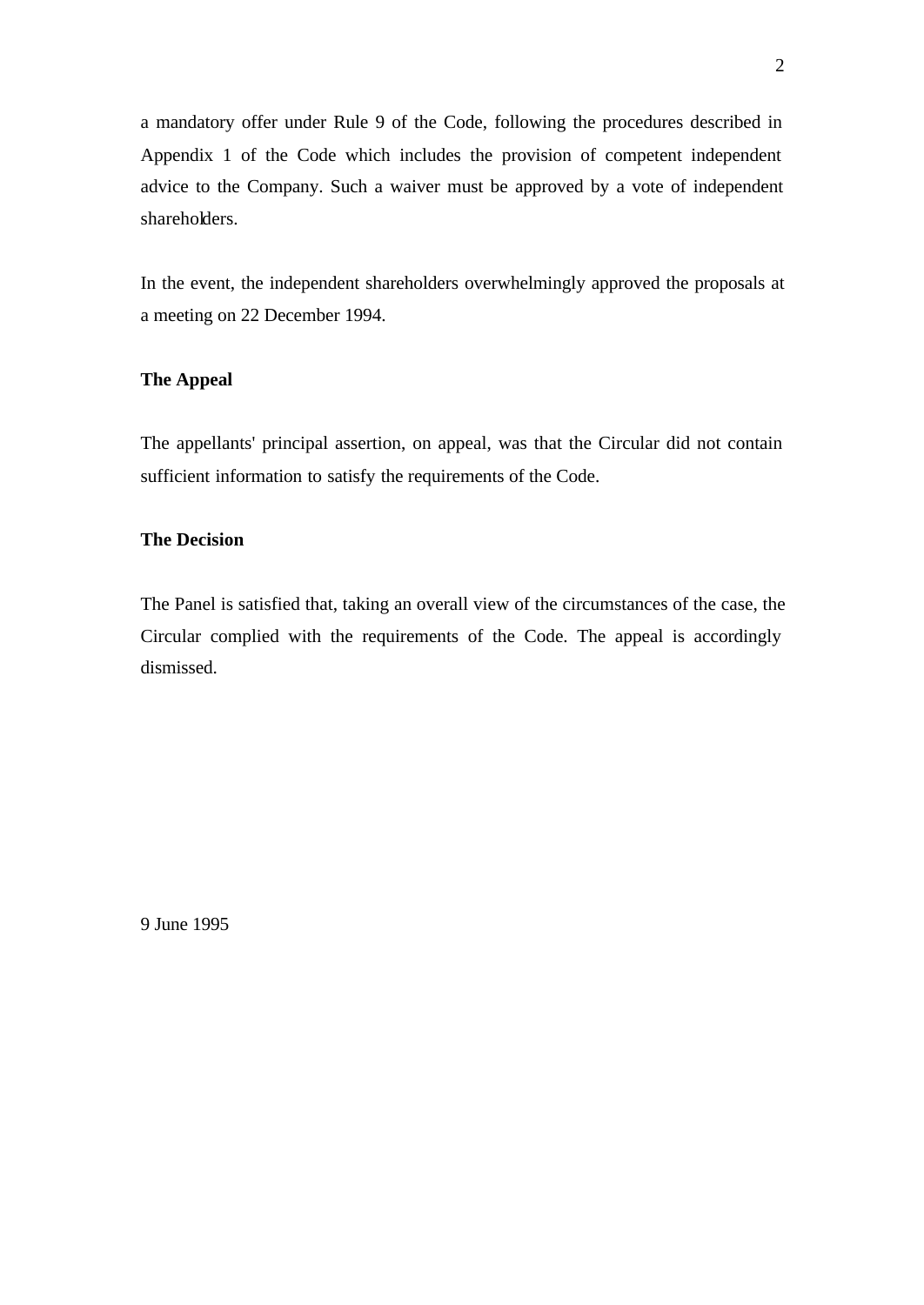a mandatory offer under Rule 9 of the Code, following the procedures described in Appendix 1 of the Code which includes the provision of competent independent advice to the Company. Such a waiver must be approved by a vote of independent shareholders.

In the event, the independent shareholders overwhelmingly approved the proposals at a meeting on 22 December 1994.

**The Appeal**

The appellants' principal assertion, on appeal, was that the Circular did not contain sufficient information to satisfy the requirements of the Code.

**The Decision**

The Panel is satisfied that, taking an overall view of the circumstances of the case, the Circular complied with the requirements of the Code. The appeal is accordingly dismissed.

9 June 1995